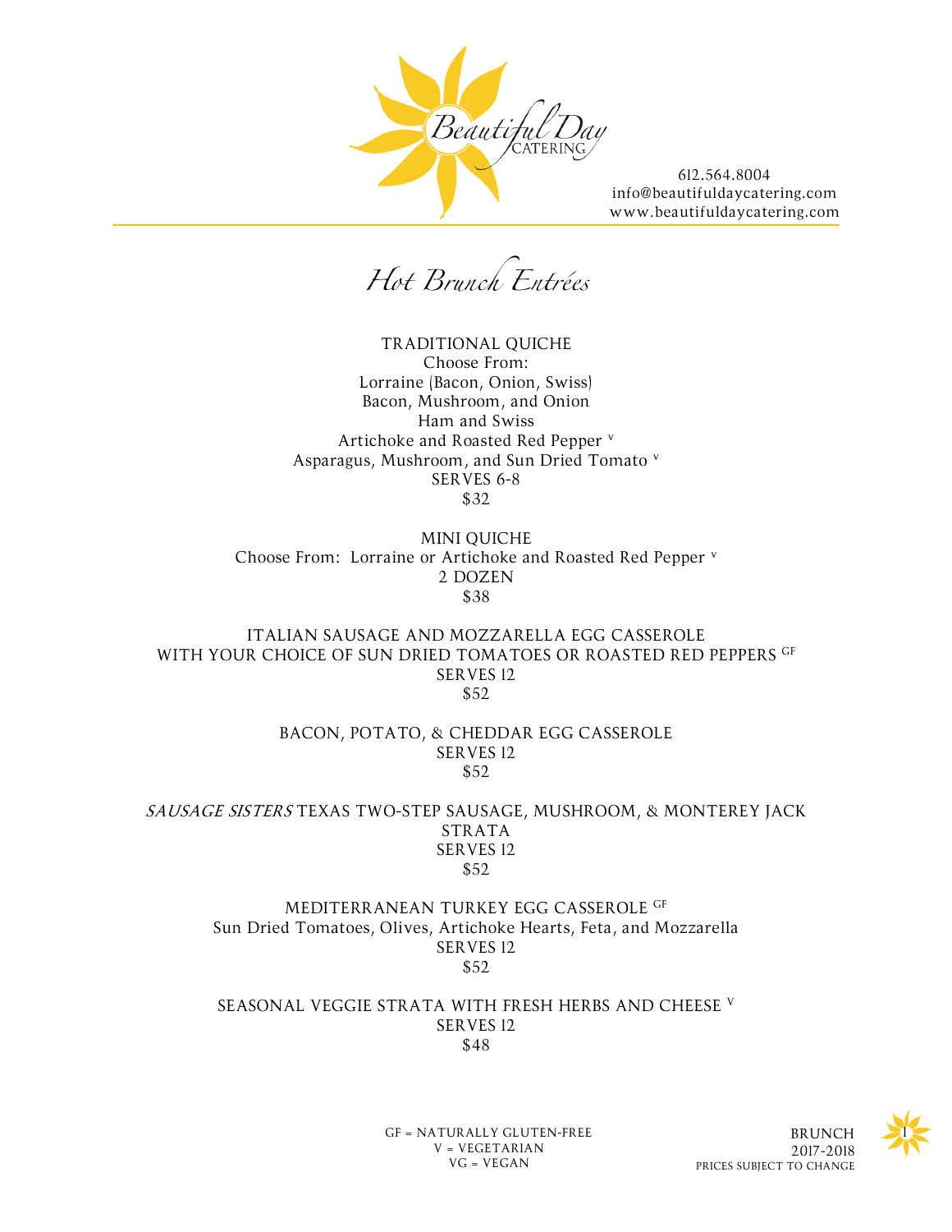Beautiful Day CATERING

612.564.8004
info@beautifuldaycatering.com
www.beautifuldaycatering.com

# Hot Brunch Entrées

**TRADITIONAL QUICHE**
Choose From:
Lorraine (Bacon, Onion, Swiss)
Bacon, Mushroom, and Onion
Ham and Swiss
Artichoke and Roasted Red Pepper V
Asparagus, Mushroom, and Sun Dried Tomato V
SERVES 6-8
$32

**MINI QUICHE**
Choose From: Lorraine or Artichoke and Roasted Red Pepper V
2 DOZEN
$38

**ITALIAN SAUSAGE AND MOZZARELLA EGG CASSEROLE WITH YOUR CHOICE OF SUN DRIED TOMATOES OR ROASTED RED PEPPERS** GF
SERVES 12
$52

**BACON, POTATO, & CHEDDAR EGG CASSEROLE**
SERVES 12
$52

***SAUSAGE SISTERS*** **TEXAS TWO-STEP SAUSAGE, MUSHROOM, & MONTEREY JACK STRATA**
SERVES 12
$52

**MEDITERRANEAN TURKEY EGG CASSEROLE** GF
Sun Dried Tomatoes, Olives, Artichoke Hearts, Feta, and Mozzarella
SERVES 12
$52

**SEASONAL VEGGIE STRATA WITH FRESH HERBS AND CHEESE** V
SERVES 12
$48

GF = NATURALLY GLUTEN-FREE
V = VEGETARIAN
VG = VEGAN

BRUNCH
2017-2018
PRICES SUBJECT TO CHANGE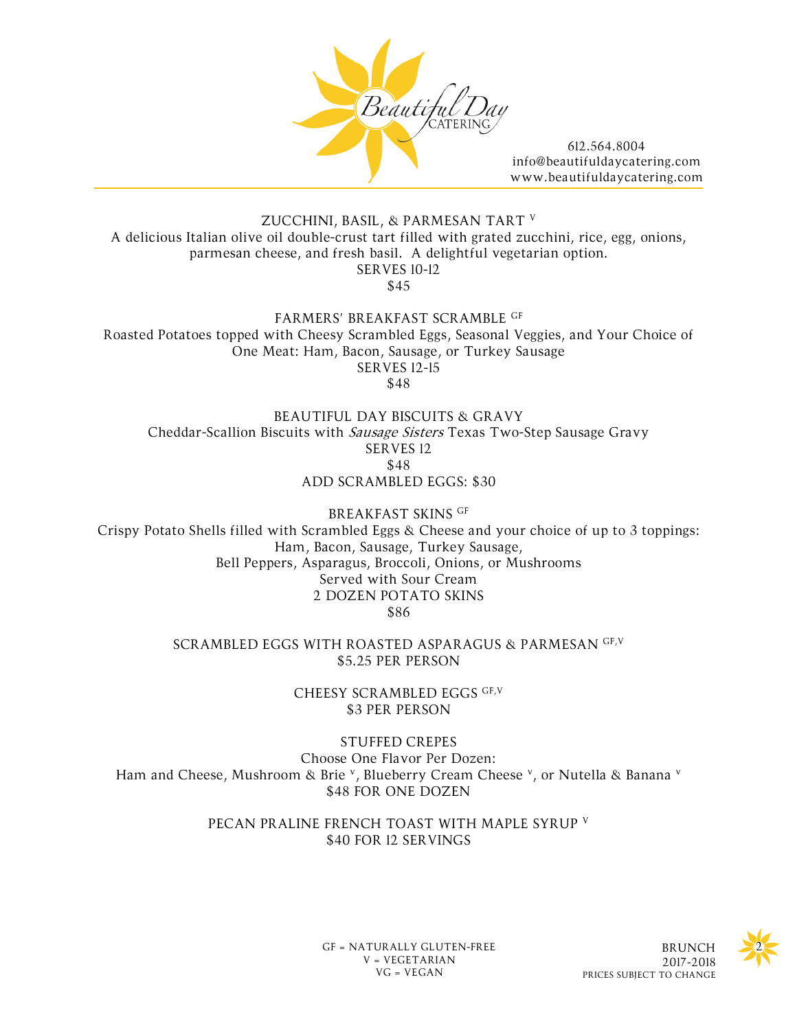612.564.8004
info@beautifuldaycatering.com
www.beautifuldaycatering.com

## ZUCCHINI, BASIL, & PARMESAN TART [V]

A delicious Italian olive oil double-crust tart filled with grated zucchini, rice, egg, onions, parmesan cheese, and fresh basil. A delightful vegetarian option.

SERVES 10-12

$45

## FARMERS' BREAKFAST SCRAMBLE [GF]

Roasted Potatoes topped with Cheesy Scrambled Eggs, Seasonal Veggies, and Your Choice of One Meat: Ham, Bacon, Sausage, or Turkey Sausage

SERVES 12-15

$48

## BEAUTIFUL DAY BISCUITS & GRAVY

Cheddar-Scallion Biscuits with *Sausage Sisters* Texas Two-Step Sausage Gravy

SERVES 12

$48

ADD SCRAMBLED EGGS: $30

## BREAKFAST SKINS [GF]

Crispy Potato Shells filled with Scrambled Eggs & Cheese and your choice of up to 3 toppings:
Ham, Bacon, Sausage, Turkey Sausage,
Bell Peppers, Asparagus, Broccoli, Onions, or Mushrooms
Served with Sour Cream

2 DOZEN POTATO SKINS

$86

## SCRAMBLED EGGS WITH ROASTED ASPARAGUS & PARMESAN [GF,V]

$5.25 PER PERSON

## CHEESY SCRAMBLED EGGS [GF,V]

$3 PER PERSON

## STUFFED CREPES

Choose One Flavor Per Dozen:
Ham and Cheese, Mushroom & Brie [v], Blueberry Cream Cheese [v], or Nutella & Banana [v]

$48 FOR ONE DOZEN

## PECAN PRALINE FRENCH TOAST WITH MAPLE SYRUP [V]

$40 FOR 12 SERVINGS

GF = NATURALLY GLUTEN-FREE
V = VEGETARIAN
VG = VEGAN

BRUNCH
2017-2018
PRICES SUBJECT TO CHANGE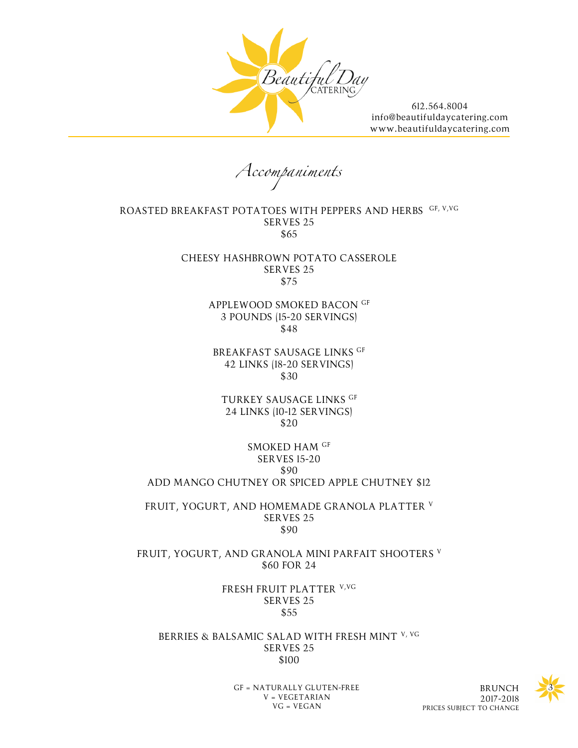612.564.8004
info@beautifuldaycatering.com
www.beautifuldaycatering.com

# Accompaniments

ROASTED BREAKFAST POTATOES WITH PEPPERS AND HERBS GF, V,VG
SERVES 25
$65

CHEESY HASHBROWN POTATO CASSEROLE
SERVES 25
$75

APPLEWOOD SMOKED BACON GF
3 POUNDS (15-20 SERVINGS)
$48

BREAKFAST SAUSAGE LINKS GF
42 LINKS (18-20 SERVINGS)
$30

TURKEY SAUSAGE LINKS GF
24 LINKS (10-12 SERVINGS)
$20

SMOKED HAM GF
SERVES 15-20
$90
ADD MANGO CHUTNEY OR SPICED APPLE CHUTNEY $12

FRUIT, YOGURT, AND HOMEMADE GRANOLA PLATTER V
SERVES 25
$90

FRUIT, YOGURT, AND GRANOLA MINI PARFAIT SHOOTERS V
$60 FOR 24

FRESH FRUIT PLATTER V,VG
SERVES 25
$55

BERRIES & BALSAMIC SALAD WITH FRESH MINT V, VG
SERVES 25
$100

GF = NATURALLY GLUTEN-FREE
V = VEGETARIAN
VG = VEGAN

BRUNCH
2017-2018
PRICES SUBJECT TO CHANGE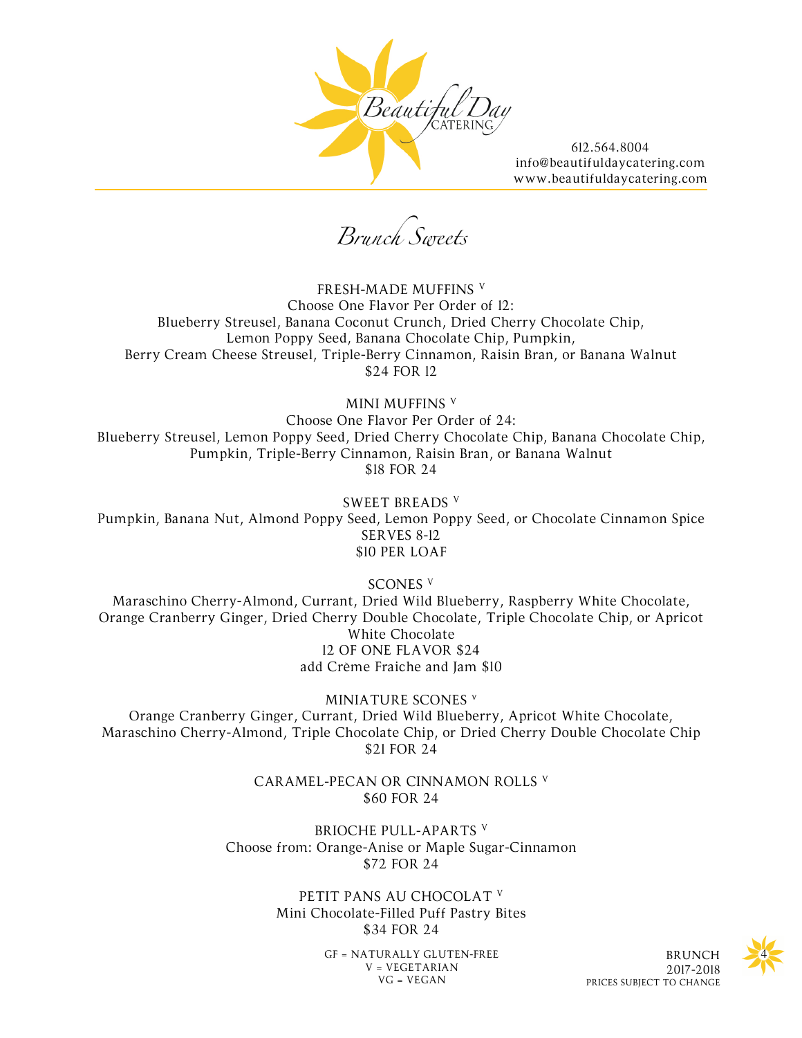Beautiful Day CATERING

612.564.8004
info@beautifuldaycatering.com
www.beautifuldaycatering.com

# *Brunch Sweets*

FRESH-MADE MUFFINS [V]
Choose One Flavor Per Order of 12:
Blueberry Streusel, Banana Coconut Crunch, Dried Cherry Chocolate Chip,
Lemon Poppy Seed, Banana Chocolate Chip, Pumpkin,
Berry Cream Cheese Streusel, Triple-Berry Cinnamon, Raisin Bran, or Banana Walnut
$24 FOR 12

MINI MUFFINS [V]
Choose One Flavor Per Order of 24:
Blueberry Streusel, Lemon Poppy Seed, Dried Cherry Chocolate Chip, Banana Chocolate Chip,
Pumpkin, Triple-Berry Cinnamon, Raisin Bran, or Banana Walnut
$18 FOR 24

SWEET BREADS [V]
Pumpkin, Banana Nut, Almond Poppy Seed, Lemon Poppy Seed, or Chocolate Cinnamon Spice
SERVES 8-12
$10 PER LOAF

SCONES [V]
Maraschino Cherry-Almond, Currant, Dried Wild Blueberry, Raspberry White Chocolate,
Orange Cranberry Ginger, Dried Cherry Double Chocolate, Triple Chocolate Chip, or Apricot White Chocolate
12 OF ONE FLAVOR $24
add Crème Fraiche and Jam $10

MINIATURE SCONES [V]
Orange Cranberry Ginger, Currant, Dried Wild Blueberry, Apricot White Chocolate,
Maraschino Cherry-Almond, Triple Chocolate Chip, or Dried Cherry Double Chocolate Chip
$21 FOR 24

CARAMEL-PECAN OR CINNAMON ROLLS [V]
$60 FOR 24

BRIOCHE PULL-APARTS [V]
Choose from: Orange-Anise or Maple Sugar-Cinnamon
$72 FOR 24

PETIT PANS AU CHOCOLAT [V]
Mini Chocolate-Filled Puff Pastry Bites
$34 FOR 24

GF = NATURALLY GLUTEN-FREE
V = VEGETARIAN
VG = VEGAN

BRUNCH
2017-2018
PRICES SUBJECT TO CHANGE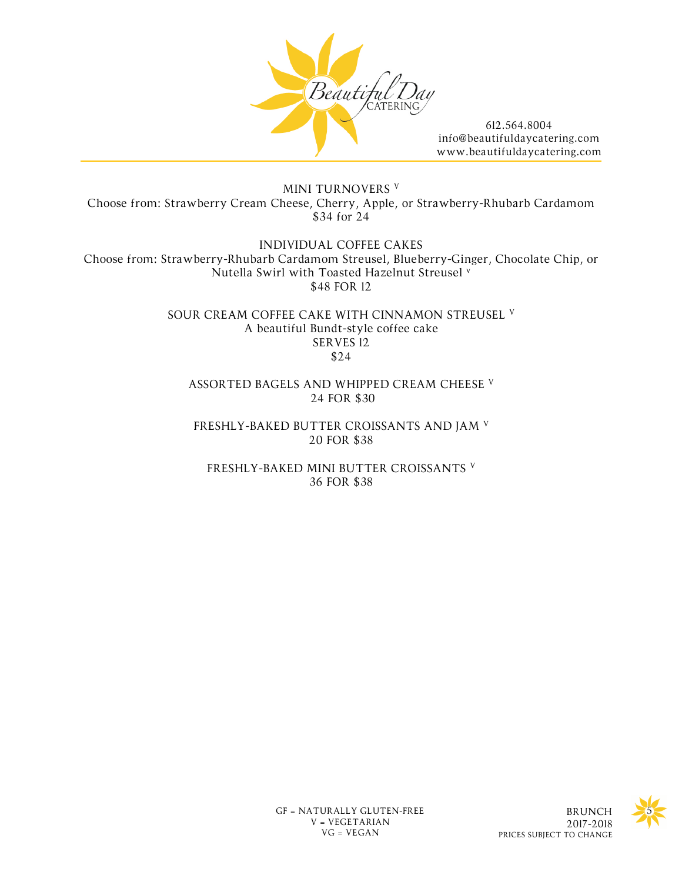Beautiful Day CATERING

612.564.8004
info@beautifuldaycatering.com
www.beautifuldaycatering.com

MINI TURNOVERS [V]
Choose from: Strawberry Cream Cheese, Cherry, Apple, or Strawberry-Rhubarb Cardamom
$34 for 24

INDIVIDUAL COFFEE CAKES
Choose from: Strawberry-Rhubarb Cardamom Streusel, Blueberry-Ginger, Chocolate Chip, or Nutella Swirl with Toasted Hazelnut Streusel [v]
$48 FOR 12

SOUR CREAM COFFEE CAKE WITH CINNAMON STREUSEL [V]
A beautiful Bundt-style coffee cake
SERVES 12
$24

ASSORTED BAGELS AND WHIPPED CREAM CHEESE [V]
24 FOR $30

FRESHLY-BAKED BUTTER CROISSANTS AND JAM [V]
20 FOR $38

FRESHLY-BAKED MINI BUTTER CROISSANTS [V]
36 FOR $38

GF = NATURALLY GLUTEN-FREE
V = VEGETARIAN
VG = VEGAN

BRUNCH
2017-2018
PRICES SUBJECT TO CHANGE